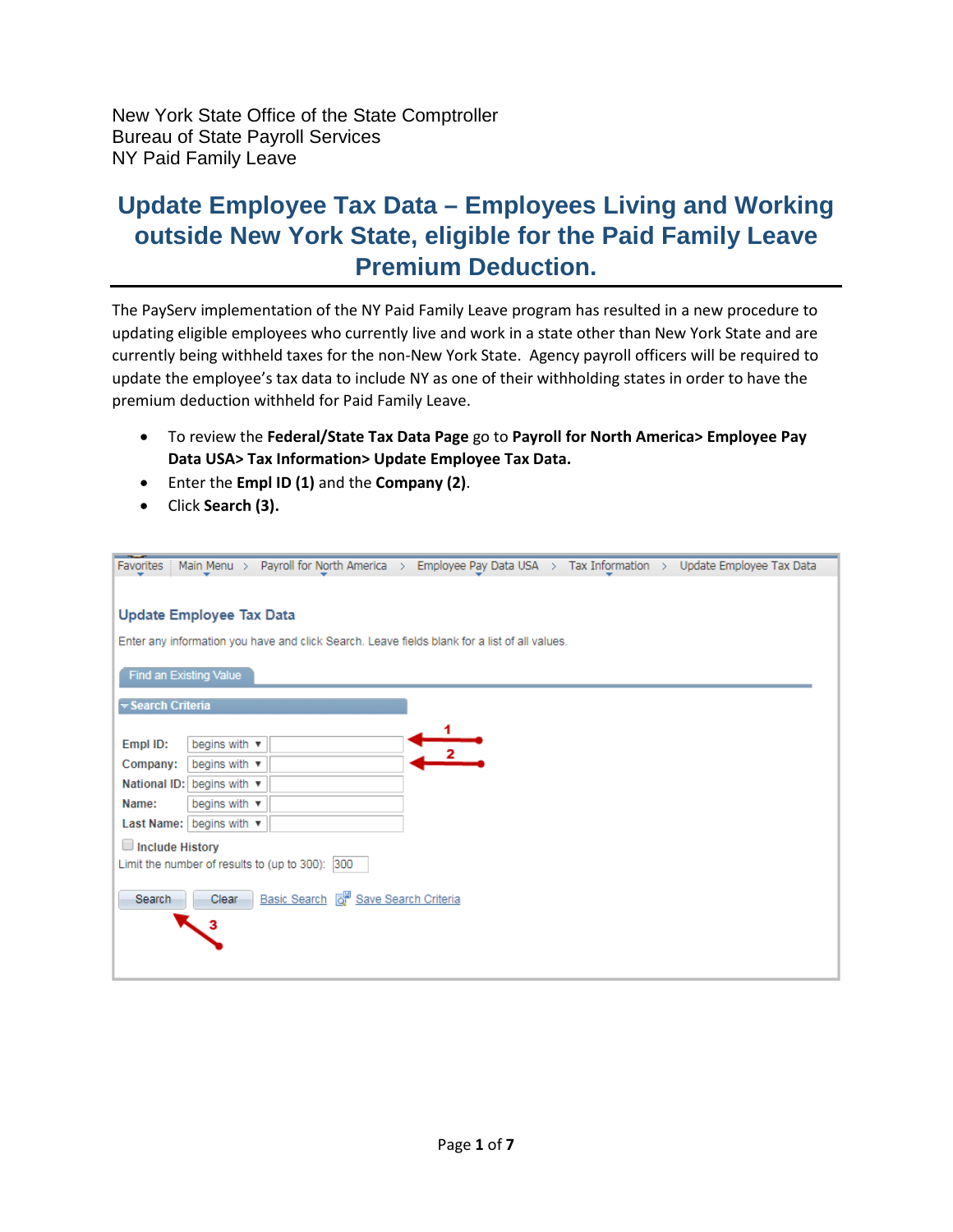New York State Office of the State Comptroller
Bureau of State Payroll Services
NY Paid Family Leave

# Update Employee Tax Data – Employees Living and Working outside New York State, eligible for the Paid Family Leave Premium Deduction.

The PayServ implementation of the NY Paid Family Leave program has resulted in a new procedure to updating eligible employees who currently live and work in a state other than New York State and are currently being withheld taxes for the non-New York State. Agency payroll officers will be required to update the employee's tax data to include NY as one of their withholding states in order to have the premium deduction withheld for Paid Family Leave.

- To review the **Federal/State Tax Data Page** go to **Payroll for North America> Employee Pay Data USA> Tax Information> Update Employee Tax Data.**
- Enter the **Empl ID (1)** and the **Company (2)**.
- Click **Search (3).**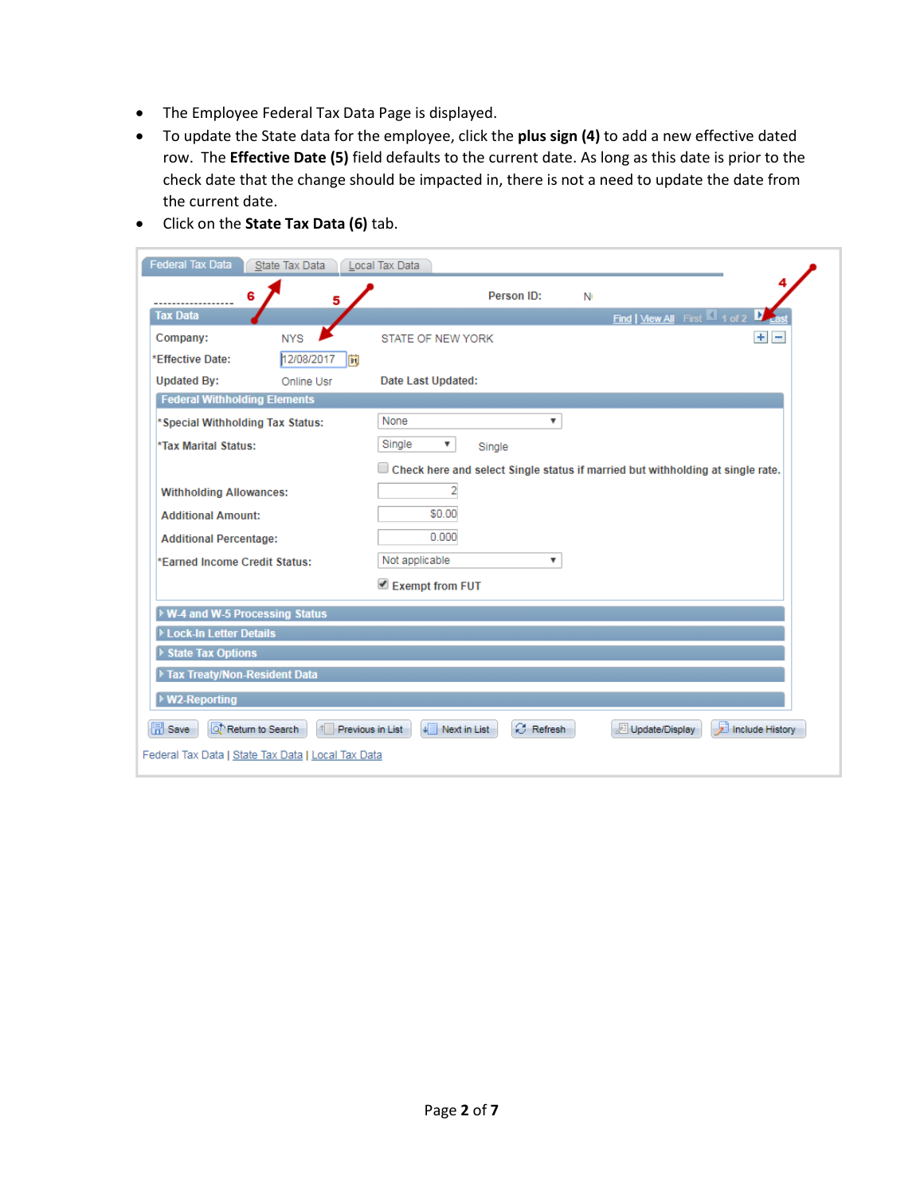- The Employee Federal Tax Data Page is displayed.
- To update the State data for the employee, click the **plus sign (4)** to add a new effective dated row. The **Effective Date (5)** field defaults to the current date. As long as this date is prior to the check date that the change should be impacted in, there is not a need to update the date from the current date.
- Click on the **State Tax Data (6)** tab.

Federal Tax Data | State Tax Data | Local Tax Data

Person ID: N

**Tax Data** — Find | View All — First 1 of 2 Last

| | | |
|---|---|---|
| Company: | NYS | STATE OF NEW YORK |
| *Effective Date: | 12/08/2017 | |
| Updated By: | Online Usr | Date Last Updated: |

**Federal Withholding Elements**

| | |
|---|---|
| *Special Withholding Tax Status: | None |
| *Tax Marital Status: | Single — Single |
| | ☐ Check here and select Single status if married but withholding at single rate. |
| Withholding Allowances: | 2 |
| Additional Amount: | $0.00 |
| Additional Percentage: | 0.000 |
| *Earned Income Credit Status: | Not applicable |
| | ☑ Exempt from FUT |

- W-4 and W-5 Processing Status
- Lock-In Letter Details
- State Tax Options
- Tax Treaty/Non-Resident Data
- W2-Reporting

Save | Return to Search | Previous in List | Next in List | Refresh | Update/Display | Include History

Federal Tax Data | State Tax Data | Local Tax Data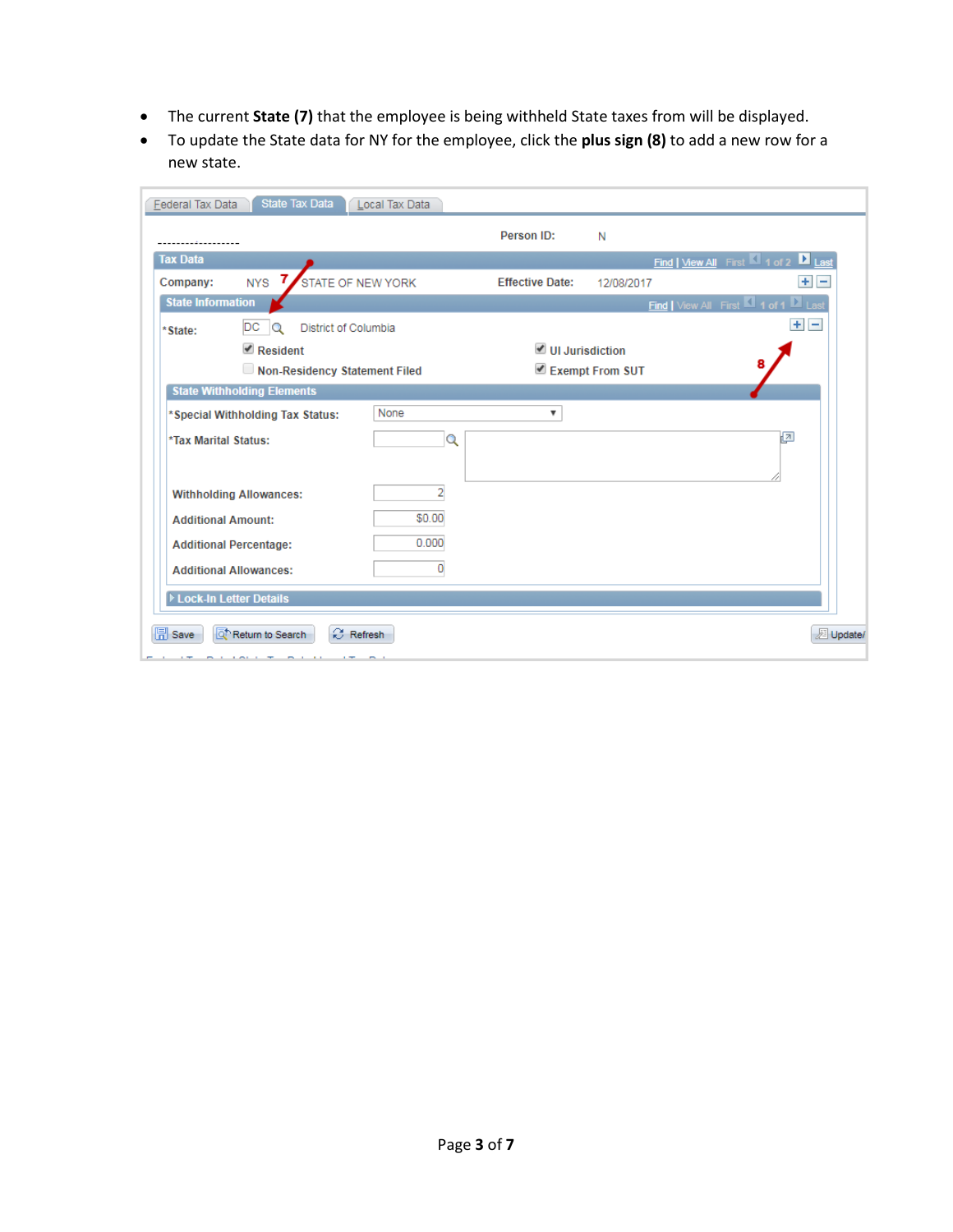- The current **State (7)** that the employee is being withheld State taxes from will be displayed.
- To update the State data for NY for the employee, click the **plus sign (8)** to add a new row for a new state.

Federal Tax Data | State Tax Data | Local Tax Data

Person ID: N

**Tax Data** — Find | View All First 1 of 2 Last

Company: NYS STATE OF NEW YORK — Effective Date: 12/08/2017

**State Information** — Find | View All First 1 of 1 Last

*State: DC District of Columbia

- [x] Resident
- [ ] Non-Residency Statement Filed
- [x] UI Jurisdiction
- [x] Exempt From SUT

**State Withholding Elements**

| Field | Value |
| --- | --- |
| *Special Withholding Tax Status: | None |
| *Tax Marital Status: | |
| Withholding Allowances: | 2 |
| Additional Amount: | $0.00 |
| Additional Percentage: | 0.000 |
| Additional Allowances: | 0 |

Lock-In Letter Details

Save | Return to Search | Refresh | Update/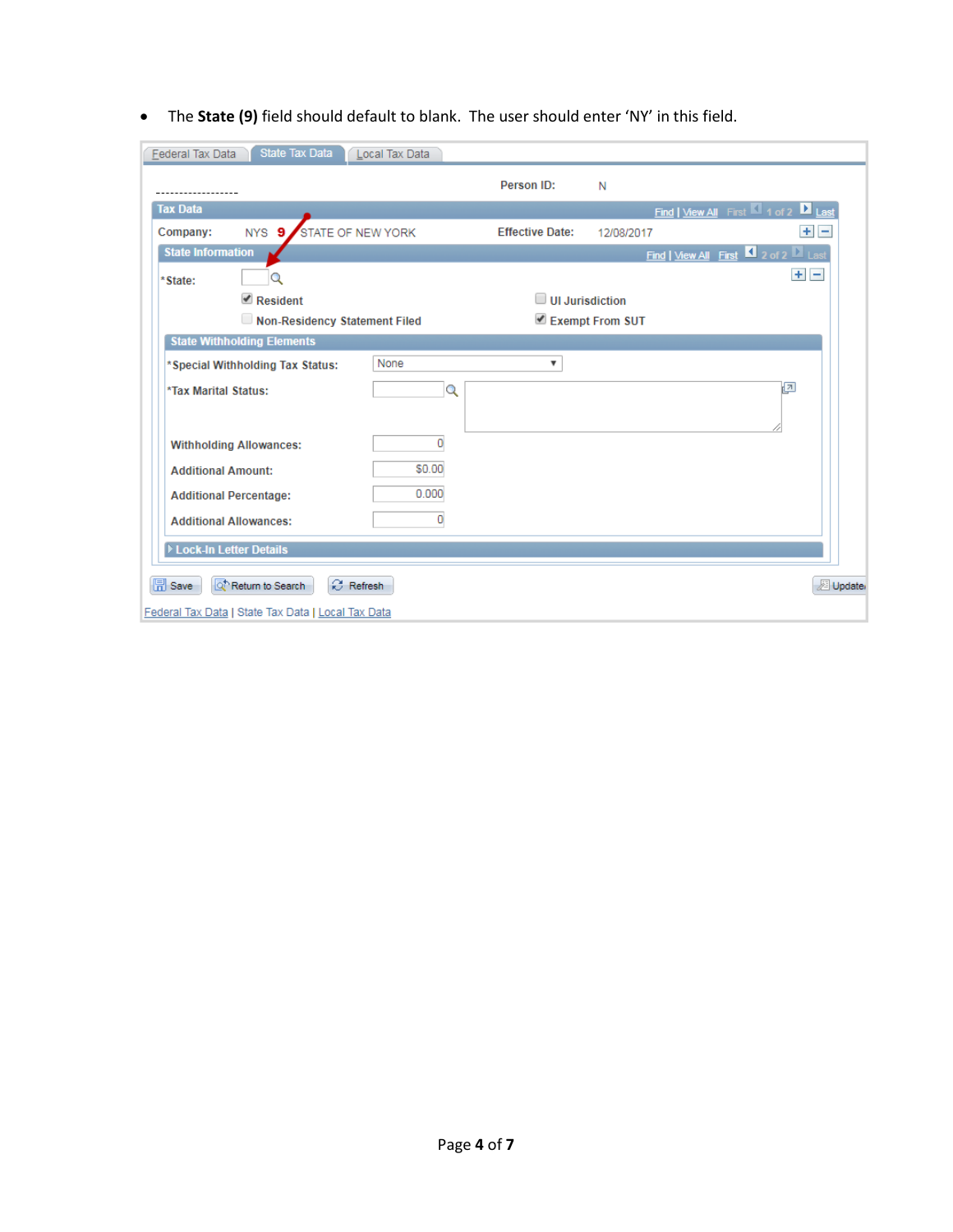- The **State (9)** field should default to blank. The user should enter 'NY' in this field.

Federal Tax Data | State Tax Data | Local Tax Data

Person ID: N

**Tax Data** — Find | View All First 1 of 2 Last

Company: NYS 9 STATE OF NEW YORK — Effective Date: 12/08/2017

**State Information** — Find | View All First 2 of 2 Last

*State:

- [x] Resident
- [ ] UI Jurisdiction
- [ ] Non-Residency Statement Filed
- [x] Exempt From SUT

**State Withholding Elements**

| Field | Value |
| --- | --- |
| *Special Withholding Tax Status: | None |
| *Tax Marital Status: | |
| Withholding Allowances: | 0 |
| Additional Amount: | $0.00 |
| Additional Percentage: | 0.000 |
| Additional Allowances: | 0 |

Lock-In Letter Details

Save | Return to Search | Refresh | Update

Federal Tax Data | State Tax Data | Local Tax Data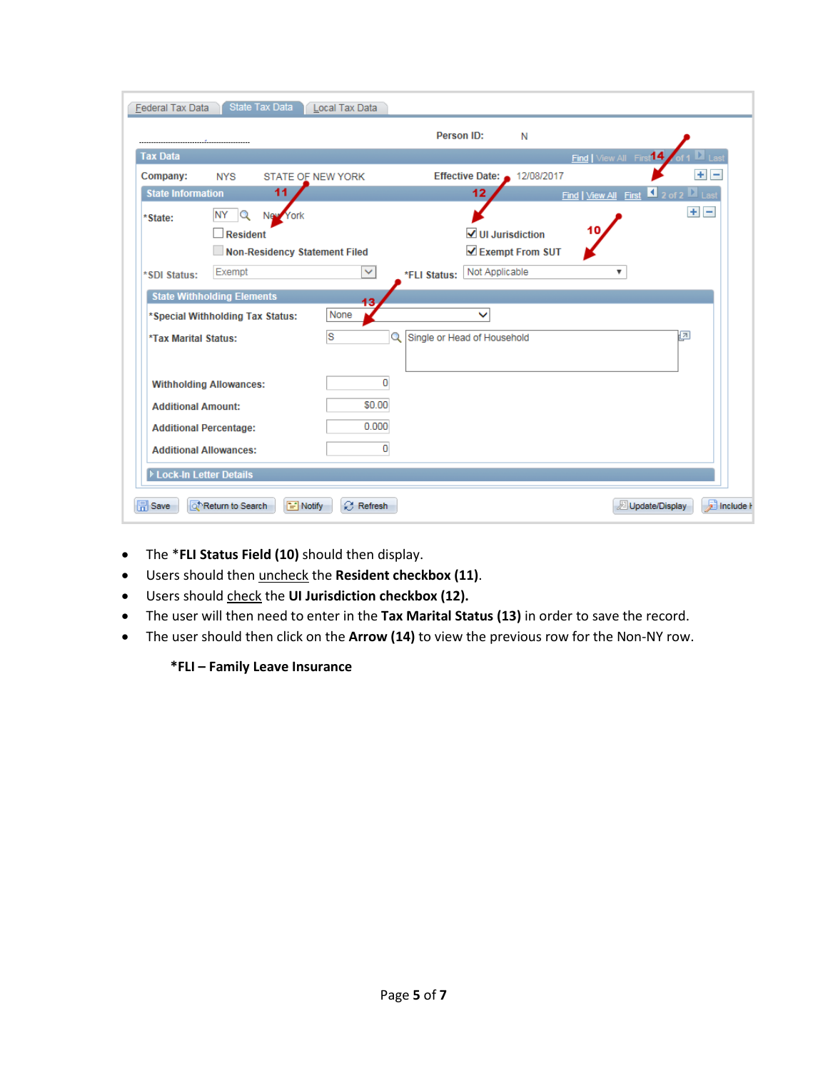- The *FLI Status Field (10) should then display.
- Users should then uncheck the **Resident checkbox (11)**.
- Users should check the **UI Jurisdiction checkbox (12).**
- The user will then need to enter in the **Tax Marital Status (13)** in order to save the record.
- The user should then click on the **Arrow (14)** to view the previous row for the Non-NY row.

**\*FLI – Family Leave Insurance**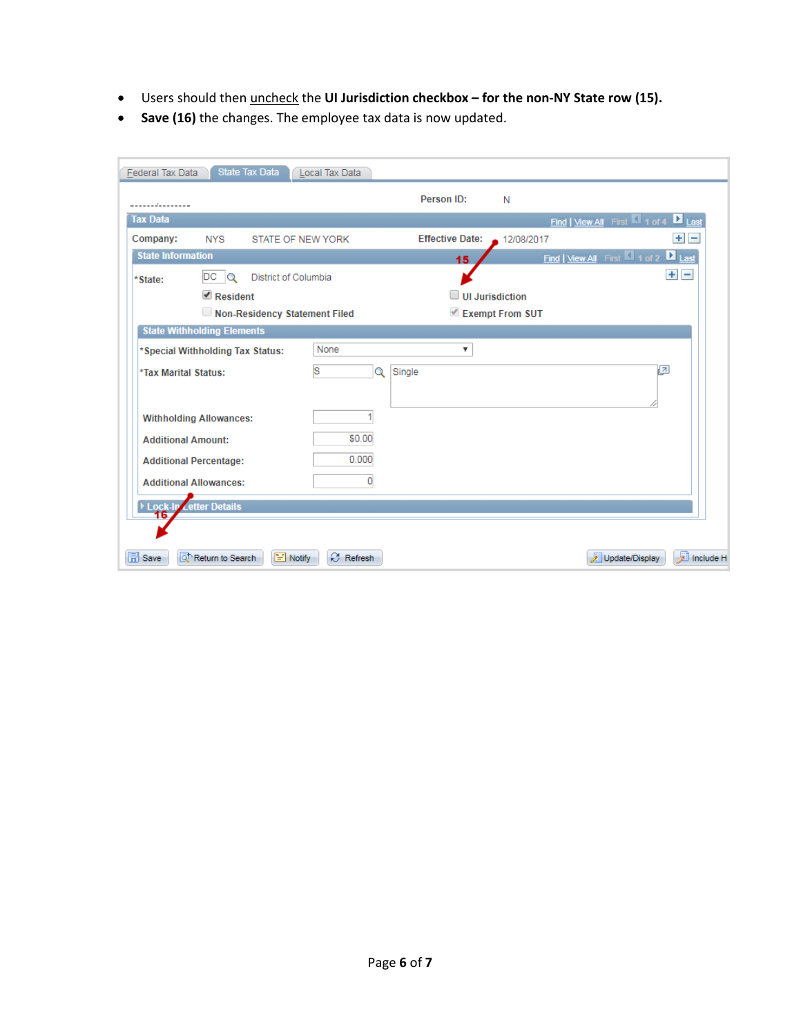- Users should then <u>uncheck</u> the **UI Jurisdiction checkbox – for the non-NY State row (15).**
- **Save (16)** the changes. The employee tax data is now updated.

Federal Tax Data | State Tax Data | Local Tax Data

Person ID: N

**Tax Data** — Find | View All First 1 of 4 Last

Company: NYS STATE OF NEW YORK — Effective Date: 12/08/2017

**State Information** — Find | View All First 1 of 2 Last

*State: DC District of Columbia

- [x] Resident
- [ ] Non-Residency Statement Filed
- [ ] UI Jurisdiction
- [x] Exempt From SUT

**State Withholding Elements**

| Field | Value |
| --- | --- |
| *Special Withholding Tax Status: | None |
| *Tax Marital Status: | S Single |
| Withholding Allowances: | 1 |
| Additional Amount: | $0.00 |
| Additional Percentage: | 0.000 |
| Additional Allowances: | 0 |

Lock-In Letter Details

Save | Return to Search | Notify | Refresh | Update/Display | Include H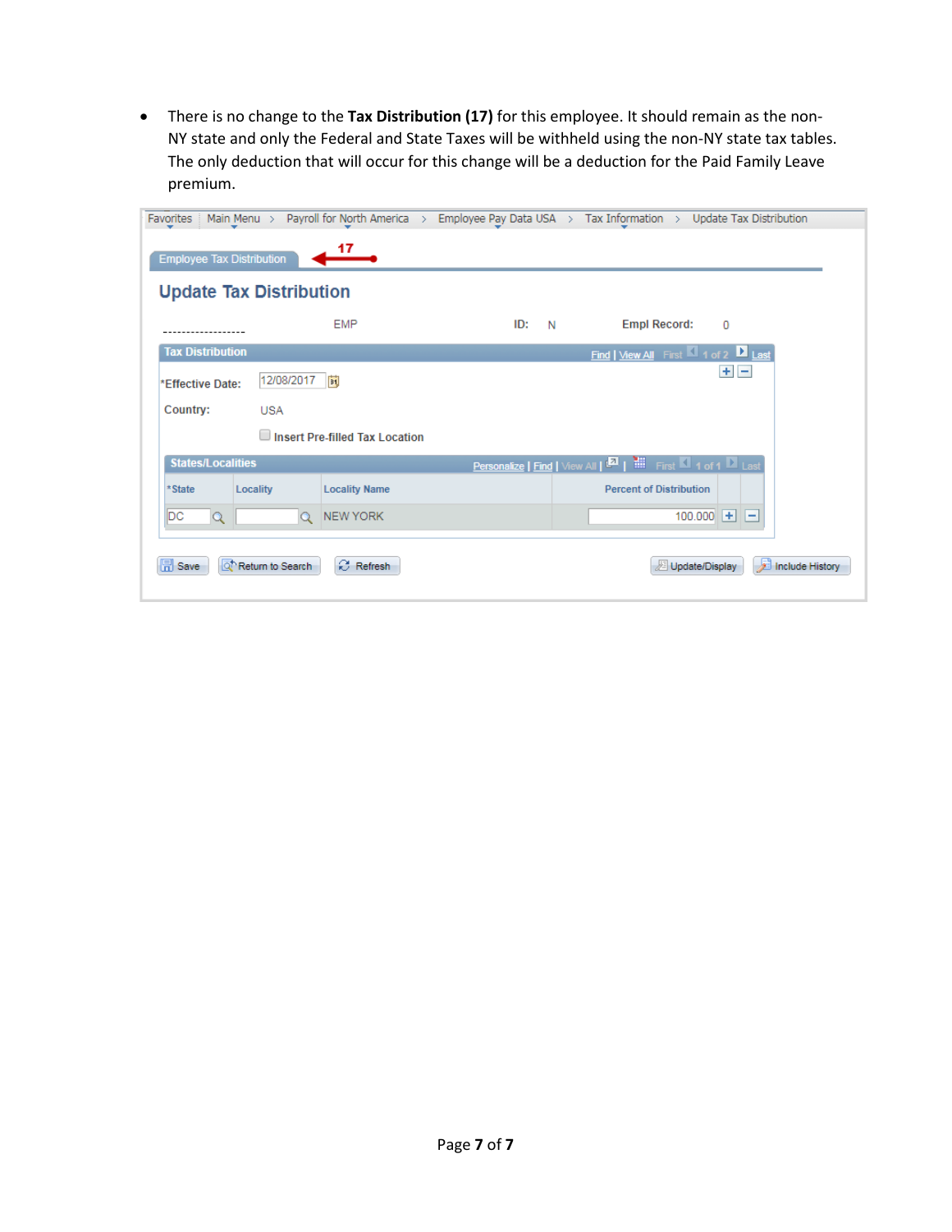- There is no change to the **Tax Distribution (17)** for this employee. It should remain as the non-NY state and only the Federal and State Taxes will be withheld using the non-NY state tax tables. The only deduction that will occur for this change will be a deduction for the Paid Family Leave premium.

Favorites | Main Menu > Payroll for North America > Employee Pay Data USA > Tax Information > Update Tax Distribution

Employee Tax Distribution

17

## Update Tax Distribution

------------------ EMP ID: N Empl Record: 0

**Tax Distribution** — Find | View All First 1 of 2 Last

*Effective Date: 12/08/2017

Country: USA

Insert Pre-filled Tax Location

**States/Localities** — Personalize | Find | View All | First 1 of 1 Last

| *State | Locality | Locality Name | Percent of Distribution |
| --- | --- | --- | --- |
| DC | | NEW YORK | 100.000 |

Save | Return to Search | Refresh | Update/Display | Include History